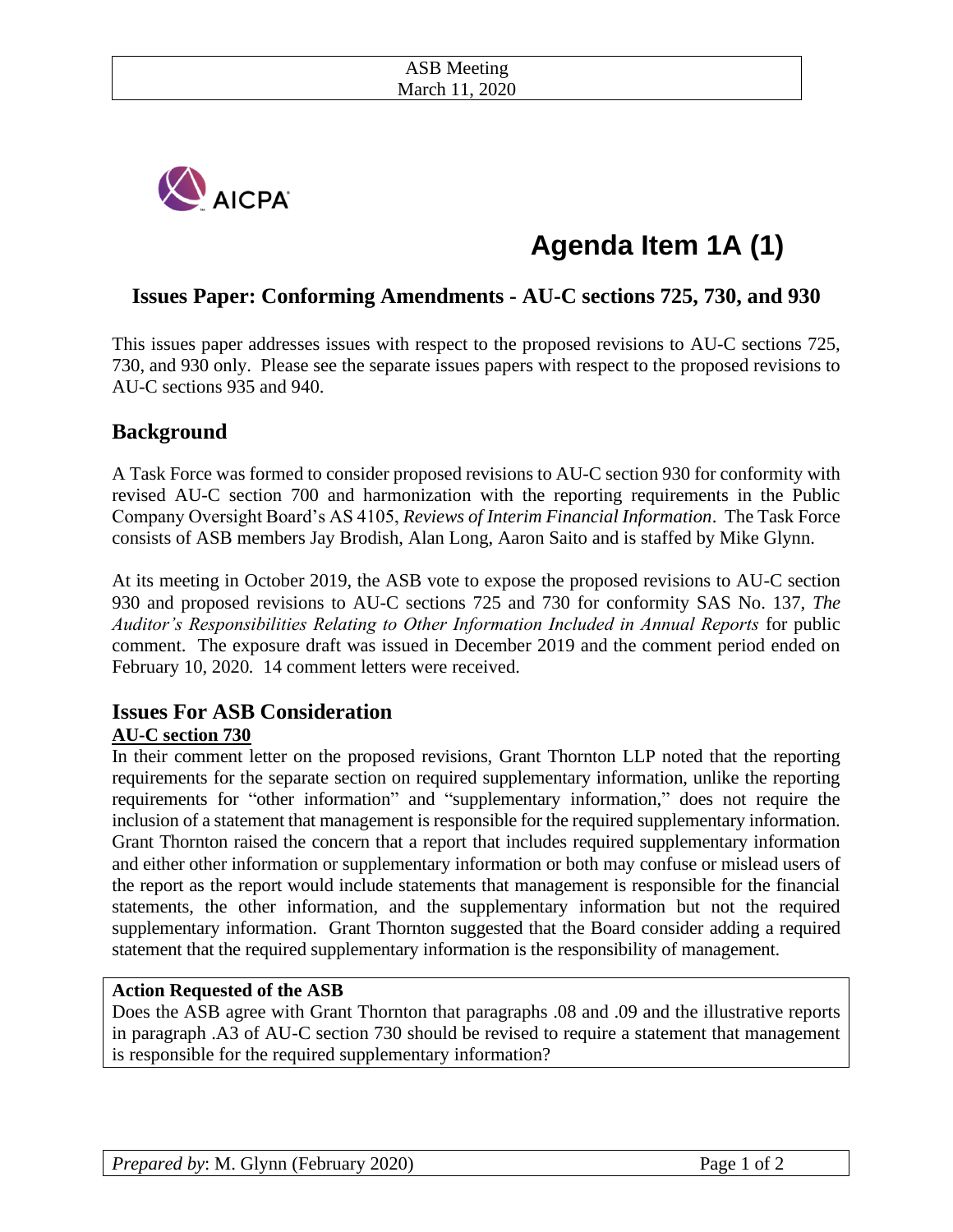ASB Meeting
March 11, 2020

AICPA

# Agenda Item 1A (1)

## Issues Paper: Conforming Amendments - AU-C sections 725, 730, and 930

This issues paper addresses issues with respect to the proposed revisions to AU-C sections 725, 730, and 930 only. Please see the separate issues papers with respect to the proposed revisions to AU-C sections 935 and 940.

## Background

A Task Force was formed to consider proposed revisions to AU-C section 930 for conformity with revised AU-C section 700 and harmonization with the reporting requirements in the Public Company Oversight Board's AS 4105, *Reviews of Interim Financial Information*. The Task Force consists of ASB members Jay Brodish, Alan Long, Aaron Saito and is staffed by Mike Glynn.

At its meeting in October 2019, the ASB vote to expose the proposed revisions to AU-C section 930 and proposed revisions to AU-C sections 725 and 730 for conformity SAS No. 137, *The Auditor's Responsibilities Relating to Other Information Included in Annual Reports* for public comment. The exposure draft was issued in December 2019 and the comment period ended on February 10, 2020. 14 comment letters were received.

## Issues For ASB Consideration

**AU-C section 730**

In their comment letter on the proposed revisions, Grant Thornton LLP noted that the reporting requirements for the separate section on required supplementary information, unlike the reporting requirements for "other information" and "supplementary information," does not require the inclusion of a statement that management is responsible for the required supplementary information. Grant Thornton raised the concern that a report that includes required supplementary information and either other information or supplementary information or both may confuse or mislead users of the report as the report would include statements that management is responsible for the financial statements, the other information, and the supplementary information but not the required supplementary information. Grant Thornton suggested that the Board consider adding a required statement that the required supplementary information is the responsibility of management.

**Action Requested of the ASB**

Does the ASB agree with Grant Thornton that paragraphs .08 and .09 and the illustrative reports in paragraph .A3 of AU-C section 730 should be revised to require a statement that management is responsible for the required supplementary information?

*Prepared by*: M. Glynn (February 2020)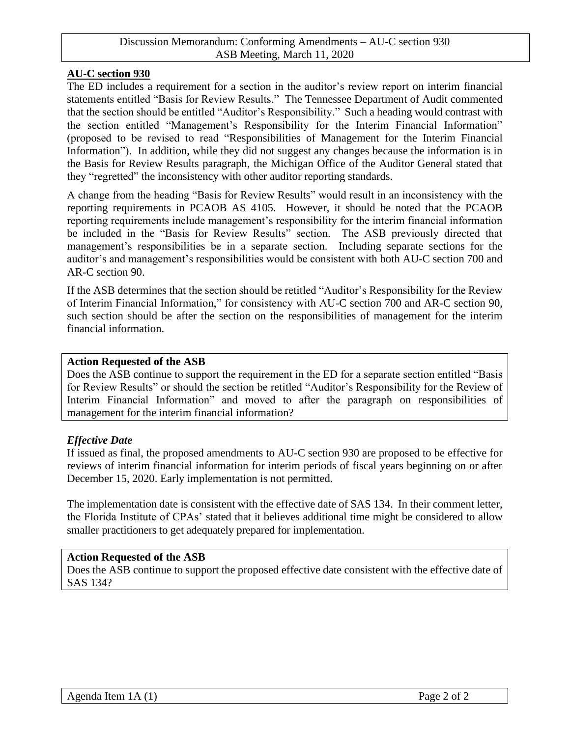**AU-C section 930**

The ED includes a requirement for a section in the auditor's review report on interim financial statements entitled "Basis for Review Results." The Tennessee Department of Audit commented that the section should be entitled "Auditor's Responsibility." Such a heading would contrast with the section entitled "Management's Responsibility for the Interim Financial Information" (proposed to be revised to read "Responsibilities of Management for the Interim Financial Information"). In addition, while they did not suggest any changes because the information is in the Basis for Review Results paragraph, the Michigan Office of the Auditor General stated that they "regretted" the inconsistency with other auditor reporting standards.

A change from the heading "Basis for Review Results" would result in an inconsistency with the reporting requirements in PCAOB AS 4105. However, it should be noted that the PCAOB reporting requirements include management's responsibility for the interim financial information be included in the "Basis for Review Results" section. The ASB previously directed that management's responsibilities be in a separate section. Including separate sections for the auditor's and management's responsibilities would be consistent with both AU-C section 700 and AR-C section 90.

If the ASB determines that the section should be retitled "Auditor's Responsibility for the Review of Interim Financial Information," for consistency with AU-C section 700 and AR-C section 90, such section should be after the section on the responsibilities of management for the interim financial information.

**Action Requested of the ASB**

Does the ASB continue to support the requirement in the ED for a separate section entitled "Basis for Review Results" or should the section be retitled "Auditor's Responsibility for the Review of Interim Financial Information" and moved to after the paragraph on responsibilities of management for the interim financial information?

***Effective Date***

If issued as final, the proposed amendments to AU-C section 930 are proposed to be effective for reviews of interim financial information for interim periods of fiscal years beginning on or after December 15, 2020. Early implementation is not permitted.

The implementation date is consistent with the effective date of SAS 134. In their comment letter, the Florida Institute of CPAs' stated that it believes additional time might be considered to allow smaller practitioners to get adequately prepared for implementation.

**Action Requested of the ASB**

Does the ASB continue to support the proposed effective date consistent with the effective date of SAS 134?